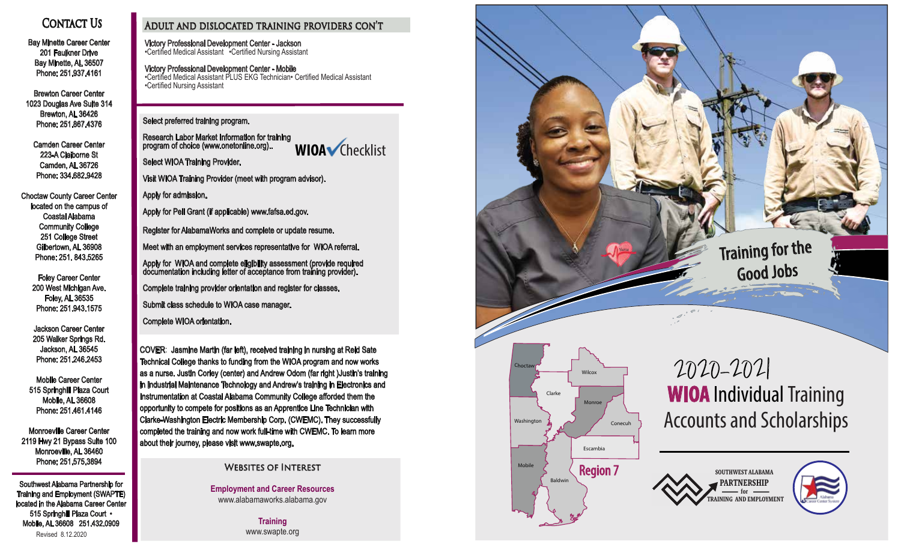## Contact Us

Bay Minette Career Center
201 Faulkner Drive
Bay Minette, AL 36507
Phone: 251.937.4161

Brewton Career Center
1023 Douglas Ave Suite 314
Brewton, AL 36426
Phone: 251.867.4376

Camden Career Center
223-A Claiborne St
Camden, AL 36726
Phone: 334.682.9428

Choctaw County Career Center
located on the campus of
Coastal Alabama
Community College
251 College Street
Gilbertown, AL 36908
Phone: 251. 843.5265

Foley Career Center
200 West Michigan Ave.
Foley, AL 36535
Phone: 251.943.1575

Jackson Career Center
205 Walker Springs Rd.
Jackson, AL 36545
Phone: 251.246.2453

Mobile Career Center
515 Springhill Plaza Court
Mobile, AL 36608
Phone: 251.461.4146

Monroeville Career Center
2119 Hwy 21 Bypass Suite 100
Monroeville, AL 36460
Phone: 251.575.3894

Southwest Alabama Partnership for Training and Employment (SWAPTE) located in the Alabama Career Center
515 Springhill Plaza Court •
Mobile, AL 36608 251.432.0909

Revised 8.12.2020

## Adult and Dislocated Training Providers Con't

**Victory Professional Development Center - Jackson**
•Certified Medical Assistant •Certified Nursing Assistant

**Victory Professional Development Center - Mobile**
•Certified Medical Assistant PLUS EKG Technician• Certified Medical Assistant
•Certified Nursing Assistant

## WIOA Checklist

- Select preferred training program.
- Research Labor Market Information for training program of choice (www.onetonline.org)..
- Select WIOA Training Provider.
- Visit WIOA Training Provider (meet with program advisor).
- Apply for admission.
- Apply for Pell Grant (if applicable) www.fafsa.ed.gov.
- Register for AlabamaWorks and complete or update resume.
- Meet with an employment services representative for WIOA referral.
- Apply for WIOA and complete eligibility assessment (provide required documentation including letter of acceptance from training provider).
- Complete training provider orientation and register for classes.
- Submit class schedule to WIOA case manager.
- Complete WIOA orientation.

COVER: Jasmine Martin (far left), received training in nursing at Reid Sate Technical College thanks to funding from the WIOA program and now works as a nurse. Justin Corley (center) and Andrew Odom (far right )Justin's training in Industrial Maintenance Technology and Andrew's training in Electronics and Instrumentation at Coastal Alabama Community College afforded them the opportunity to compete for positions as an Apprentice Line Technician with Clarke-Washington Electric Membership Corp. (CWEMC). They successfully completed the training and now work full-time with CWEMC. To learn more about their journey, please visit www.swapte.org.

## Websites of Interest

**Employment and Career Resources**
www.alabamaworks.alabama.gov

**Training**
www.swapte.org

Training for the Good Jobs

Choctaw, Wilcox, Clarke, Monroe, Washington, Conecuh, Escambia, Mobile, Baldwin

Region 7

# 2020-2021 WIOA Individual Training Accounts and Scholarships

SOUTHWEST ALABAMA PARTNERSHIP for TRAINING AND EMPLOYMENT

Alabama Career Center System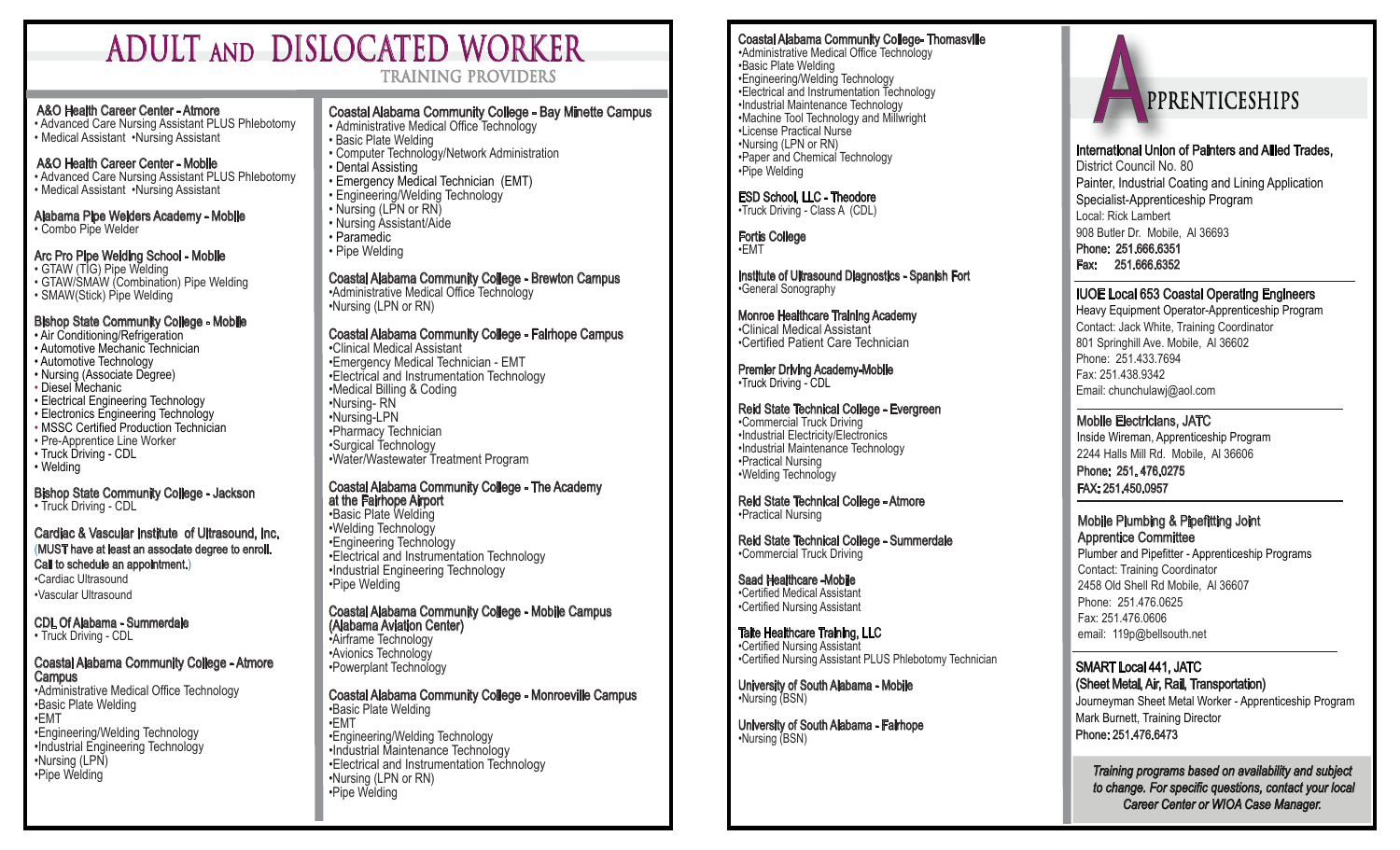# ADULT AND DISLOCATED WORKER

## TRAINING PROVIDERS

**A&O Health Career Center - Atmore**
- Advanced Care Nursing Assistant PLUS Phlebotomy
- Medical Assistant
- Nursing Assistant

**A&O Health Career Center - Mobile**
- Advanced Care Nursing Assistant PLUS Phlebotomy
- Medical Assistant
- Nursing Assistant

**Alabama Pipe Welders Academy - Mobile**
- Combo Pipe Welder

**Arc Pro Pipe Welding School - Mobile**
- GTAW (TIG) Pipe Welding
- GTAW/SMAW (Combination) Pipe Welding
- SMAW(Stick) Pipe Welding

**Bishop State Community College - Mobile**
- Air Conditioning/Refrigeration
- Automotive Mechanic Technician
- Automotive Technology
- Nursing (Associate Degree)
- Diesel Mechanic
- Electrical Engineering Technology
- Electronics Engineering Technology
- MSSC Certified Production Technician
- Pre-Apprentice Line Worker
- Truck Driving - CDL
- Welding

**Bishop State Community College - Jackson**
- Truck Driving - CDL

**Cardiac & Vascular Institute of Ultrasound, Inc.**
(**MUST have at least an associate degree to enroll. Call to schedule an appointment.**)
- Cardiac Ultrasound
- Vascular Ultrasound

**CDL Of Alabama - Summerdale**
- Truck Driving - CDL

**Coastal Alabama Community College - Atmore Campus**
- Administrative Medical Office Technology
- Basic Plate Welding
- EMT
- Engineering/Welding Technology
- Industrial Engineering Technology
- Nursing (LPN)
- Pipe Welding

**Coastal Alabama Community College - Bay Minette Campus**
- Administrative Medical Office Technology
- Basic Plate Welding
- Computer Technology/Network Administration
- Dental Assisting
- Emergency Medical Technician (EMT)
- Engineering/Welding Technology
- Nursing (LPN or RN)
- Nursing Assistant/Aide
- Paramedic
- Pipe Welding

**Coastal Alabama Community College - Brewton Campus**
- Administrative Medical Office Technology
- Nursing (LPN or RN)

**Coastal Alabama Community College - Fairhope Campus**
- Clinical Medical Assistant
- Emergency Medical Technician - EMT
- Electrical and Instrumentation Technology
- Medical Billing & Coding
- Nursing- RN
- Nursing-LPN
- Pharmacy Technician
- Surgical Technology
- Water/Wastewater Treatment Program

**Coastal Alabama Community College - The Academy at the Fairhope Airport**
- Basic Plate Welding
- Welding Technology
- Engineering Technology
- Electrical and Instrumentation Technology
- Industrial Engineering Technology
- Pipe Welding

**Coastal Alabama Community College - Mobile Campus (Alabama Aviation Center)**
- Airframe Technology
- Avionics Technology
- Powerplant Technology

**Coastal Alabama Community College - Monroeville Campus**
- Basic Plate Welding
- EMT
- Engineering/Welding Technology
- Industrial Maintenance Technology
- Electrical and Instrumentation Technology
- Nursing (LPN or RN)
- Pipe Welding

**Coastal Alabama Community College- Thomasville**
- Administrative Medical Office Technology
- Basic Plate Welding
- Engineering/Welding Technology
- Electrical and Instrumentation Technology
- Industrial Maintenance Technology
- Machine Tool Technology and Millwright
- License Practical Nurse
- Nursing (LPN or RN)
- Paper and Chemical Technology
- Pipe Welding

**ESD School, LLC - Theodore**
- Truck Driving - Class A (CDL)

**Fortis College**
- EMT

**Institute of Ultrasound Diagnostics - Spanish Fort**
- General Sonography

**Monroe Healthcare Training Academy**
- Clinical Medical Assistant
- Certified Patient Care Technician

**Premier Driving Academy-Mobile**
- Truck Driving - CDL

**Reid State Technical College - Evergreen**
- Commercial Truck Driving
- Industrial Electricity/Electronics
- Industrial Maintenance Technology
- Practical Nursing
- Welding Technology

**Reid State Technical College - Atmore**
- Practical Nursing

**Reid State Technical College - Summerdale**
- Commercial Truck Driving

**Saad Healthcare -Mobile**
- Certified Medical Assistant
- Certified Nursing Assistant

**Talte Healthcare Training, LLC**
- Certified Nursing Assistant
- Certified Nursing Assistant PLUS Phlebotomy Technician

**University of South Alabama - Mobile**
- Nursing (BSN)

**University of South Alabama - Fairhope**
- Nursing (BSN)

# APPRENTICESHIPS

**International Union of Painters and Allied Trades,**
District Council No. 80
Painter, Industrial Coating and Lining Application Specialist-Apprenticeship Program
Local: Rick Lambert
908 Butler Dr. Mobile, Al 36693
**Phone: 251.666.6351**
**Fax: 251.666.6352**

**IUOE Local 653 Coastal Operating Engineers**
Heavy Equipment Operator-Apprenticeship Program
Contact: Jack White, Training Coordinator
801 Springhill Ave. Mobile, Al 36602
Phone: 251.433.7694
Fax: 251.438.9342
Email: chunchulawj@aol.com

**Mobile Electricians, JATC**
Inside Wireman, Apprenticeship Program
2244 Halls Mill Rd. Mobile, Al 36606
**Phone: 251.476.0275**
**FAX: 251.450.0957**

**Mobile Plumbing & Pipefitting Joint Apprentice Committee**
Plumber and Pipefitter - Apprenticeship Programs
Contact: Training Coordinator
2458 Old Shell Rd Mobile, Al 36607
Phone: 251.476.0625
Fax: 251.476.0606
email: 119p@bellsouth.net

**SMART Local 441, JATC (Sheet Metal, Air, Rail, Transportation)**
Journeyman Sheet Metal Worker - Apprenticeship Program
Mark Burnett, Training Director
**Phone: 251.476.6473**

***Training programs based on availability and subject to change. For specific questions, contact your local Career Center or WIOA Case Manager.***